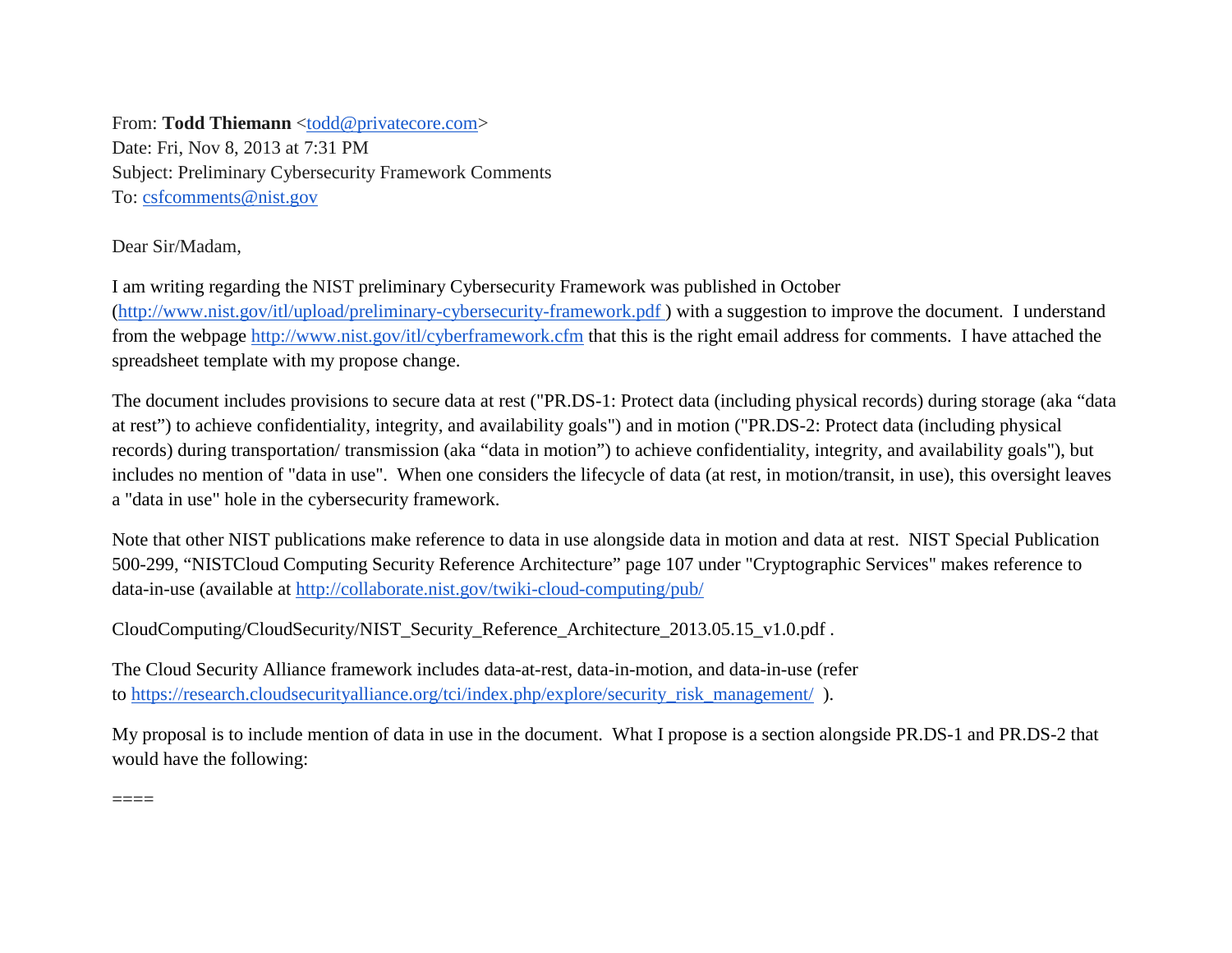From: **Todd Thiemann** <todd@privatecore.com>
Date: Fri, Nov 8, 2013 at 7:31 PM
Subject: Preliminary Cybersecurity Framework Comments
To: csfcomments@nist.gov

Dear Sir/Madam,

I am writing regarding the NIST preliminary Cybersecurity Framework was published in October (http://www.nist.gov/itl/upload/preliminary-cybersecurity-framework.pdf ) with a suggestion to improve the document. I understand from the webpage http://www.nist.gov/itl/cyberframework.cfm that this is the right email address for comments. I have attached the spreadsheet template with my propose change.

The document includes provisions to secure data at rest ("PR.DS-1: Protect data (including physical records) during storage (aka "data at rest") to achieve confidentiality, integrity, and availability goals") and in motion ("PR.DS-2: Protect data (including physical records) during transportation/ transmission (aka "data in motion") to achieve confidentiality, integrity, and availability goals"), but includes no mention of "data in use". When one considers the lifecycle of data (at rest, in motion/transit, in use), this oversight leaves a "data in use" hole in the cybersecurity framework.

Note that other NIST publications make reference to data in use alongside data in motion and data at rest. NIST Special Publication 500-299, "NISTCloud Computing Security Reference Architecture" page 107 under "Cryptographic Services" makes reference to data-in-use (available at http://collaborate.nist.gov/twiki-cloud-computing/pub/

CloudComputing/CloudSecurity/NIST_Security_Reference_Architecture_2013.05.15_v1.0.pdf .

The Cloud Security Alliance framework includes data-at-rest, data-in-motion, and data-in-use (refer to https://research.cloudsecurityalliance.org/tci/index.php/explore/security_risk_management/ ).

My proposal is to include mention of data in use in the document. What I propose is a section alongside PR.DS-1 and PR.DS-2 that would have the following:

====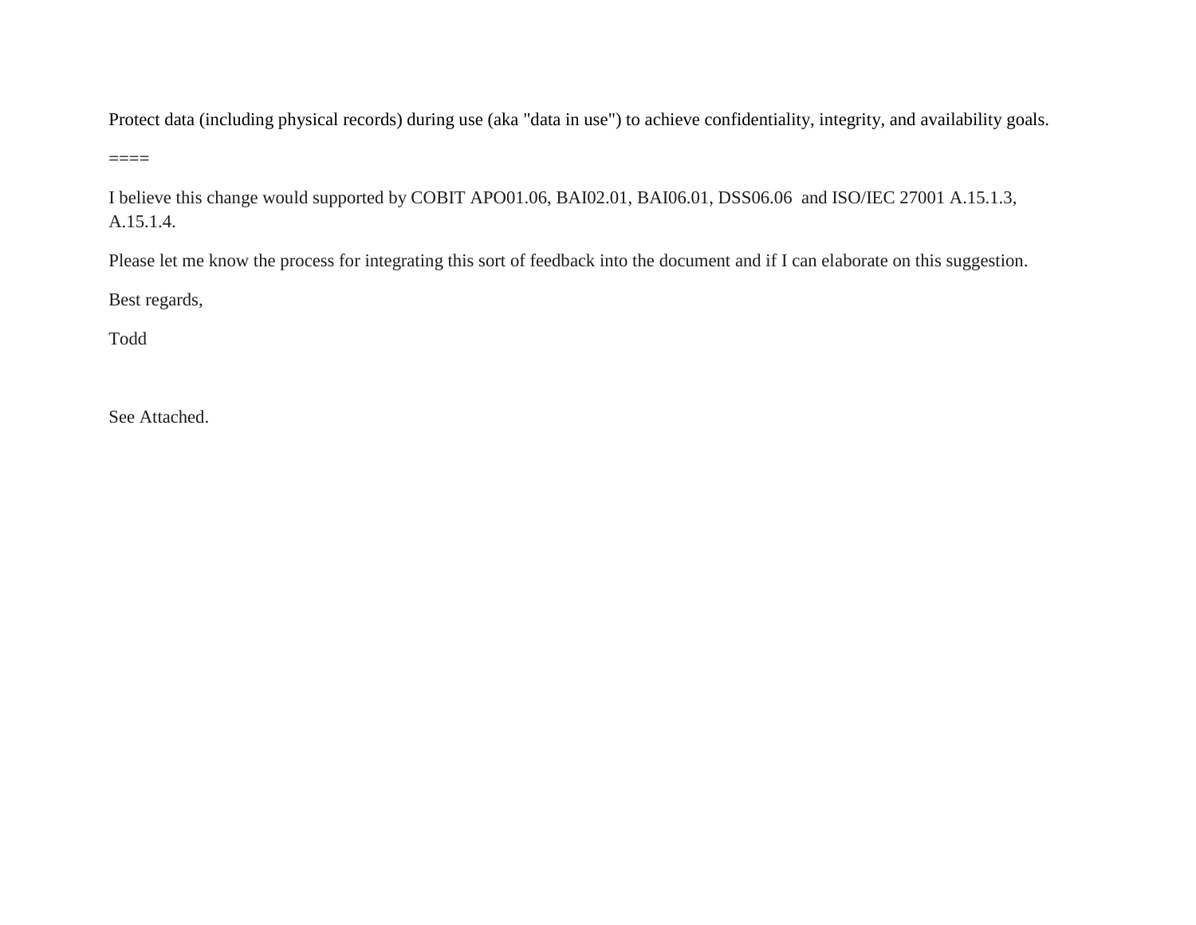Protect data (including physical records) during use (aka "data in use") to achieve confidentiality, integrity, and availability goals.

====

I believe this change would supported by COBIT APO01.06, BAI02.01, BAI06.01, DSS06.06 and ISO/IEC 27001 A.15.1.3, A.15.1.4.

Please let me know the process for integrating this sort of feedback into the document and if I can elaborate on this suggestion.

Best regards,

Todd

See Attached.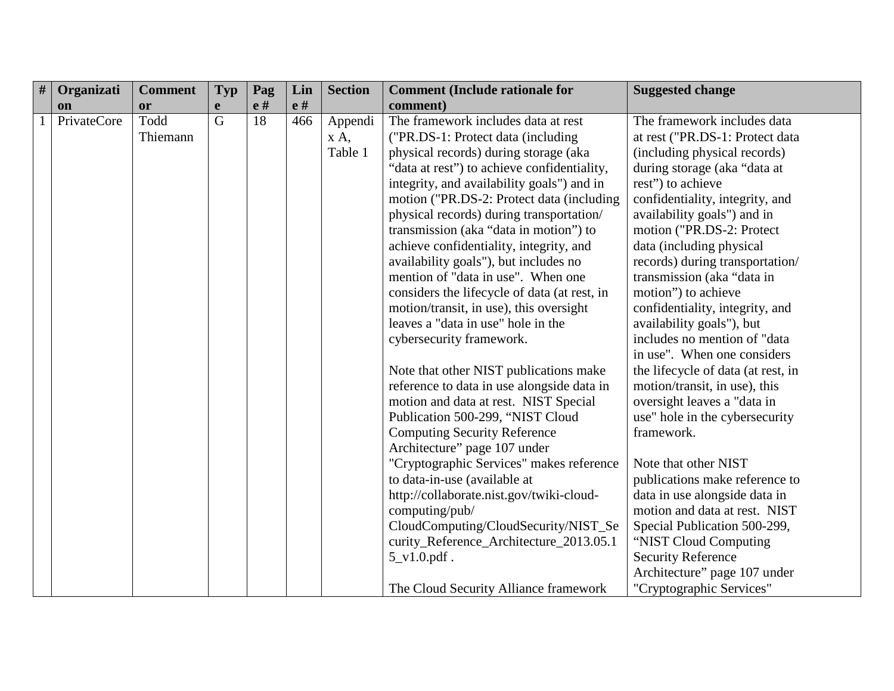| # | Organization | Commentor | Type | Page # | Line # | Section | Comment (Include rationale for comment) | Suggested change |
|---|---|---|---|---|---|---|---|---|
| 1 | PrivateCore | Todd Thiemann | G | 18 | 466 | Appendix A, Table 1 | The framework includes data at rest ("PR.DS-1: Protect data (including physical records) during storage (aka “data at rest”) to achieve confidentiality, integrity, and availability goals") and in motion ("PR.DS-2: Protect data (including physical records) during transportation/ transmission (aka “data in motion”) to achieve confidentiality, integrity, and availability goals"), but includes no mention of "data in use". When one considers the lifecycle of data (at rest, in motion/transit, in use), this oversight leaves a "data in use" hole in the cybersecurity framework.<br><br>Note that other NIST publications make reference to data in use alongside data in motion and data at rest. NIST Special Publication 500-299, “NIST Cloud Computing Security Reference Architecture” page 107 under "Cryptographic Services" makes reference to data-in-use (available at http://collaborate.nist.gov/twiki-cloud-computing/pub/CloudComputing/CloudSecurity/NIST_Security_Reference_Architecture_2013.05.15_v1.0.pdf .<br><br>The Cloud Security Alliance framework | The framework includes data at rest ("PR.DS-1: Protect data (including physical records) during storage (aka “data at rest”) to achieve confidentiality, integrity, and availability goals") and in motion ("PR.DS-2: Protect data (including physical records) during transportation/ transmission (aka “data in motion”) to achieve confidentiality, integrity, and availability goals"), but includes no mention of "data in use". When one considers the lifecycle of data (at rest, in motion/transit, in use), this oversight leaves a "data in use" hole in the cybersecurity framework.<br><br>Note that other NIST publications make reference to data in use alongside data in motion and data at rest. NIST Special Publication 500-299, “NIST Cloud Computing Security Reference Architecture” page 107 under "Cryptographic Services" |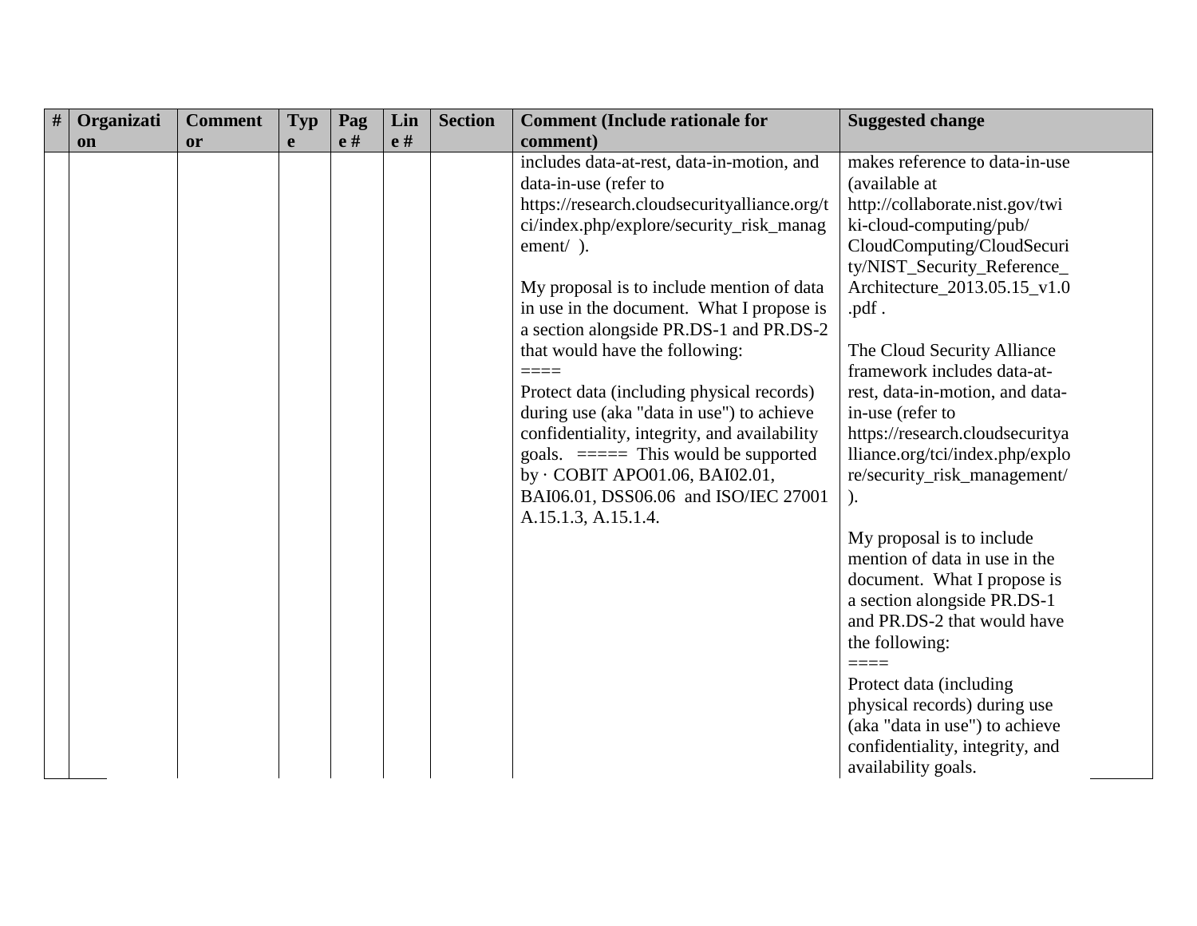| # | Organization | Commentor | Type | Page # | Line # | Section | Comment (Include rationale for comment) | Suggested change |
|---|---|---|---|---|---|---|---|---|
| | | | | | | | includes data-at-rest, data-in-motion, and data-in-use (refer to https://research.cloudsecurityalliance.org/tci/index.php/explore/security_risk_management/ ).<br><br>My proposal is to include mention of data in use in the document. What I propose is a section alongside PR.DS-1 and PR.DS-2 that would have the following:<br>====<br>Protect data (including physical records) during use (aka "data in use") to achieve confidentiality, integrity, and availability goals. ===== This would be supported by · COBIT APO01.06, BAI02.01, BAI06.01, DSS06.06 and ISO/IEC 27001 A.15.1.3, A.15.1.4. | makes reference to data-in-use (available at http://collaborate.nist.gov/twiki-cloud-computing/pub/CloudComputing/CloudSecurity/NIST_Security_Reference_Architecture_2013.05.15_v1.0.pdf .<br><br>The Cloud Security Alliance framework includes data-at-rest, data-in-motion, and data-in-use (refer to https://research.cloudsecurityalliance.org/tci/index.php/explore/security_risk_management/ ).<br><br>My proposal is to include mention of data in use in the document. What I propose is a section alongside PR.DS-1 and PR.DS-2 that would have the following:<br>====<br>Protect data (including physical records) during use (aka "data in use") to achieve confidentiality, integrity, and availability goals. |